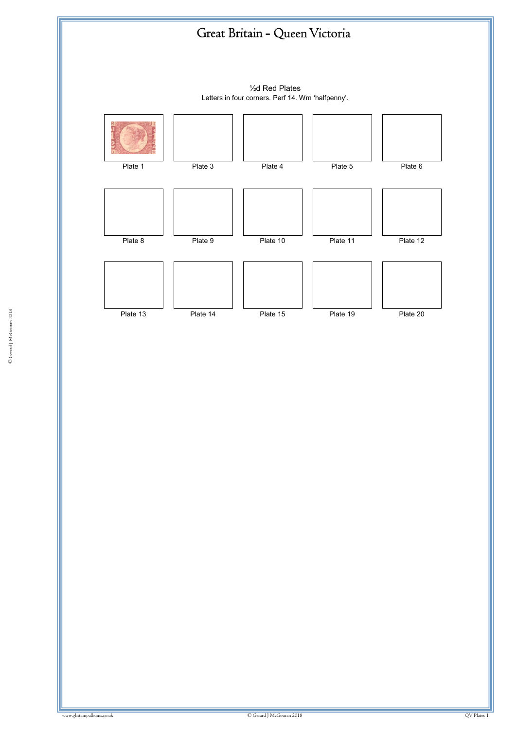# Great Britain - Queen Victoria

½d Red Plates

Letters in four corners. Perf 14. Wm 'halfpenny'.

Plate 1

Plate 3

Plate 4

Plate 5

Plate 6

Plate 8

Plate 9

Plate 10

Plate 11

Plate 12

Plate 13

Plate 14

Plate 15

Plate 19

Plate 20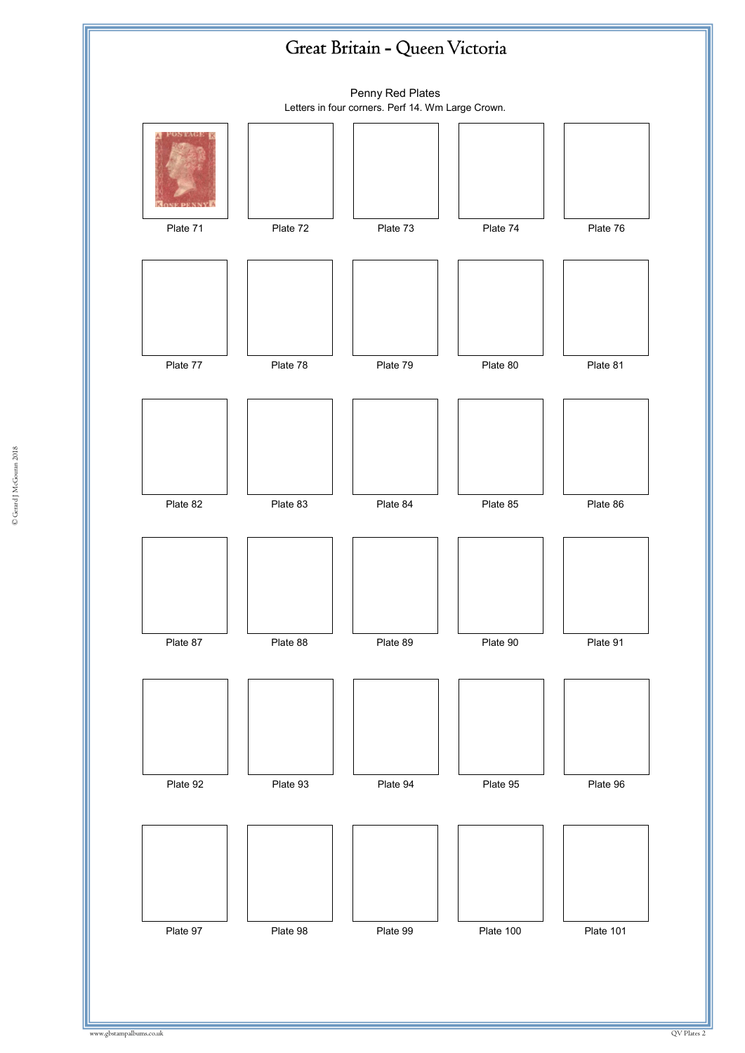# Great Britain - Queen Victoria

Penny Red Plates

Letters in four corners. Perf 14. Wm Large Crown.

| | | | | |
|---|---|---|---|---|
| Plate 71 | Plate 72 | Plate 73 | Plate 74 | Plate 76 |
| Plate 77 | Plate 78 | Plate 79 | Plate 80 | Plate 81 |
| Plate 82 | Plate 83 | Plate 84 | Plate 85 | Plate 86 |
| Plate 87 | Plate 88 | Plate 89 | Plate 90 | Plate 91 |
| Plate 92 | Plate 93 | Plate 94 | Plate 95 | Plate 96 |
| Plate 97 | Plate 98 | Plate 99 | Plate 100 | Plate 101 |

© Gerard J McGouran 2018

www.gbstampalbums.co.uk

QV Plates 2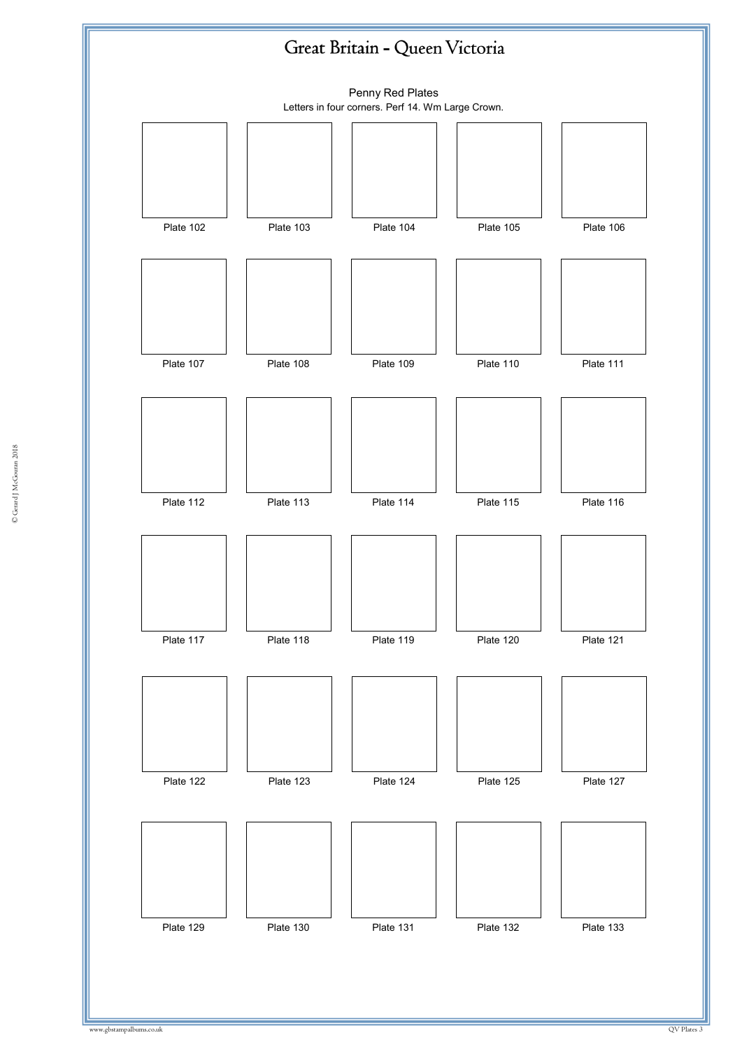# Great Britain - Queen Victoria

## Penny Red Plates

Letters in four corners. Perf 14. Wm Large Crown.

| | | | | |
|---|---|---|---|---|
| Plate 102 | Plate 103 | Plate 104 | Plate 105 | Plate 106 |
| Plate 107 | Plate 108 | Plate 109 | Plate 110 | Plate 111 |
| Plate 112 | Plate 113 | Plate 114 | Plate 115 | Plate 116 |
| Plate 117 | Plate 118 | Plate 119 | Plate 120 | Plate 121 |
| Plate 122 | Plate 123 | Plate 124 | Plate 125 | Plate 127 |
| Plate 129 | Plate 130 | Plate 131 | Plate 132 | Plate 133 |

© Gerard J McGouran 2018

www.gbstampalbums.co.uk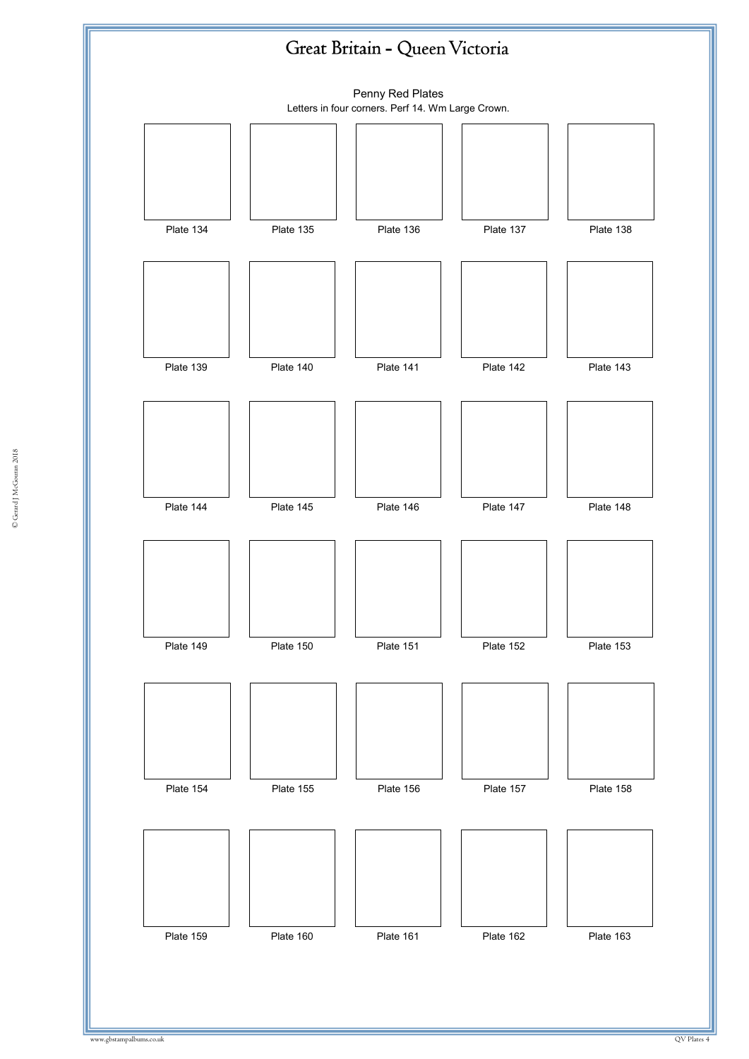# Great Britain - Queen Victoria

## Penny Red Plates

Letters in four corners. Perf 14. Wm Large Crown.

| | | | | |
|---|---|---|---|---|
| Plate 134 | Plate 135 | Plate 136 | Plate 137 | Plate 138 |
| Plate 139 | Plate 140 | Plate 141 | Plate 142 | Plate 143 |
| Plate 144 | Plate 145 | Plate 146 | Plate 147 | Plate 148 |
| Plate 149 | Plate 150 | Plate 151 | Plate 152 | Plate 153 |
| Plate 154 | Plate 155 | Plate 156 | Plate 157 | Plate 158 |
| Plate 159 | Plate 160 | Plate 161 | Plate 162 | Plate 163 |

© Gerard J McGouran 2018

www.gbstampalbums.co.uk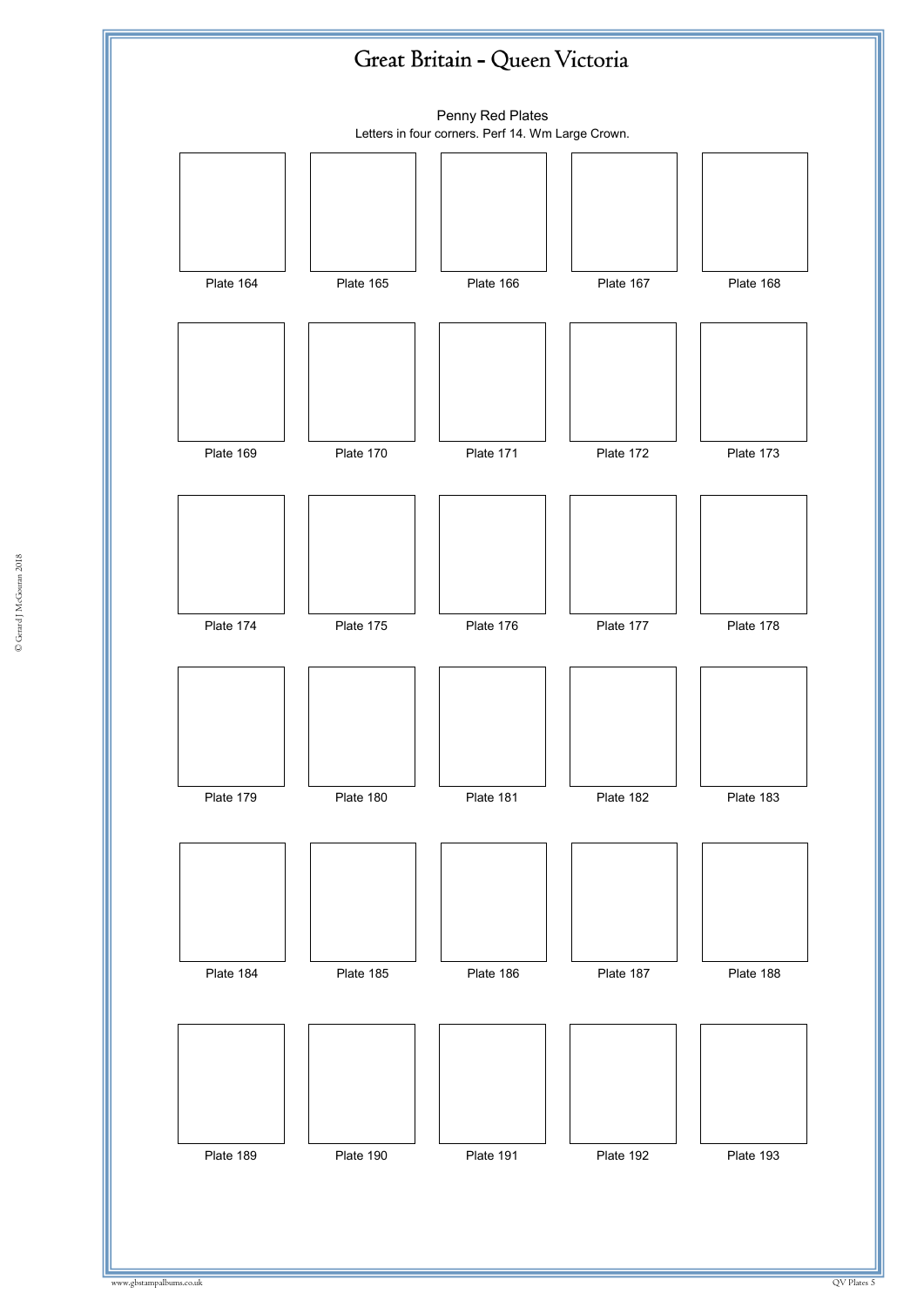# Great Britain - Queen Victoria

## Penny Red Plates

Letters in four corners. Perf 14. Wm Large Crown.

| | | | | |
|---|---|---|---|---|
| Plate 164 | Plate 165 | Plate 166 | Plate 167 | Plate 168 |
| Plate 169 | Plate 170 | Plate 171 | Plate 172 | Plate 173 |
| Plate 174 | Plate 175 | Plate 176 | Plate 177 | Plate 178 |
| Plate 179 | Plate 180 | Plate 181 | Plate 182 | Plate 183 |
| Plate 184 | Plate 185 | Plate 186 | Plate 187 | Plate 188 |
| Plate 189 | Plate 190 | Plate 191 | Plate 192 | Plate 193 |

© Gerard J McGouran 2018

www.gbstampalbums.co.uk

QV Plates 5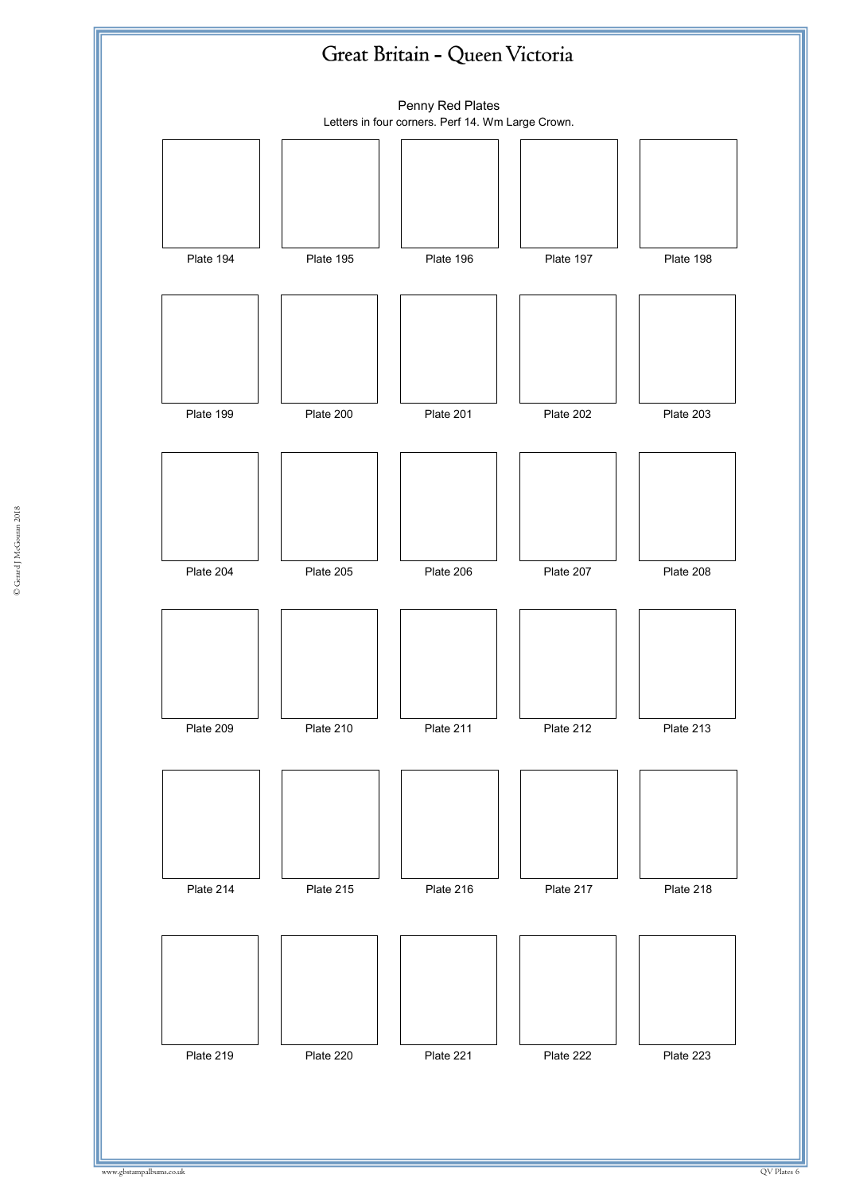# Great Britain - Queen Victoria

## Penny Red Plates

Letters in four corners. Perf 14. Wm Large Crown.

Plate 194 | Plate 195 | Plate 196 | Plate 197 | Plate 198

Plate 199 | Plate 200 | Plate 201 | Plate 202 | Plate 203

Plate 204 | Plate 205 | Plate 206 | Plate 207 | Plate 208

Plate 209 | Plate 210 | Plate 211 | Plate 212 | Plate 213

Plate 214 | Plate 215 | Plate 216 | Plate 217 | Plate 218

Plate 219 | Plate 220 | Plate 221 | Plate 222 | Plate 223

© Gerard J McGouran 2018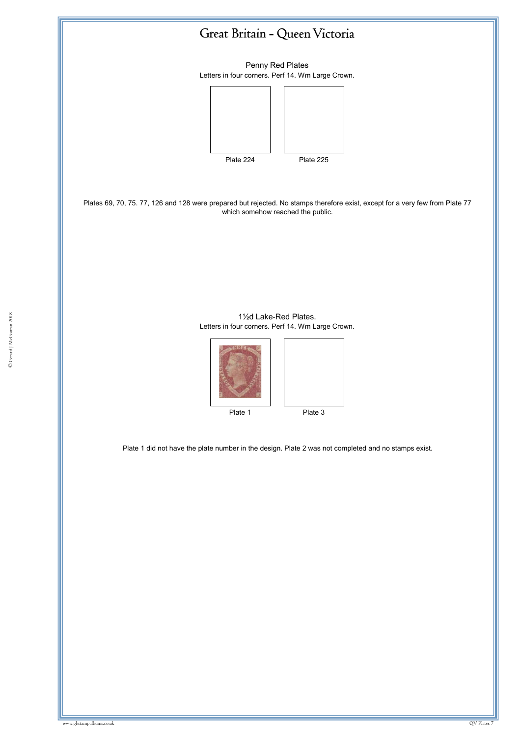# Great Britain - Queen Victoria

## Penny Red Plates

Letters in four corners. Perf 14. Wm Large Crown.

Plate 224

Plate 225

Plates 69, 70, 75. 77, 126 and 128 were prepared but rejected. No stamps therefore exist, except for a very few from Plate 77 which somehow reached the public.

## 1½d Lake-Red Plates.

Letters in four corners. Perf 14. Wm Large Crown.

Plate 1

Plate 3

Plate 1 did not have the plate number in the design. Plate 2 was not completed and no stamps exist.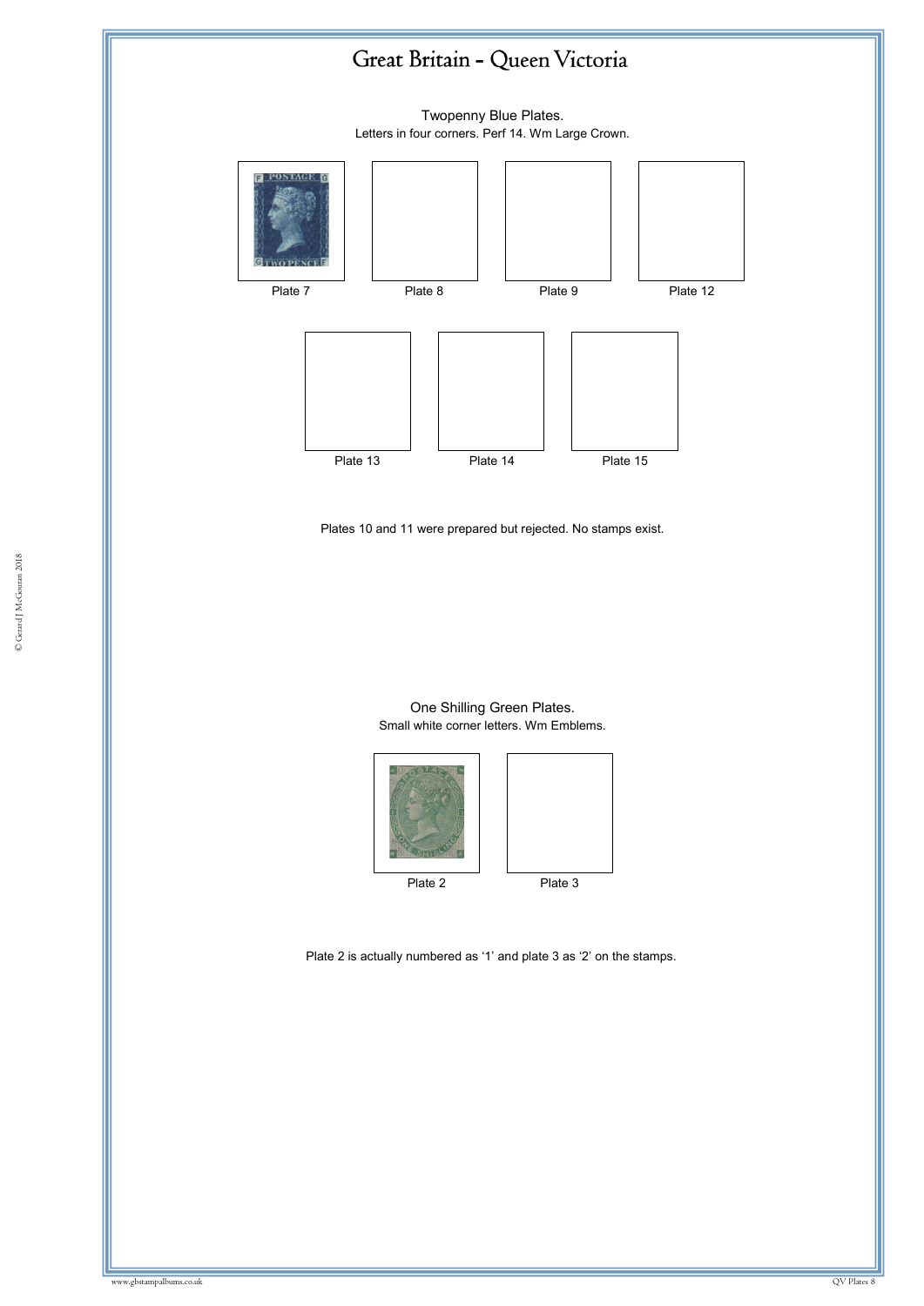# Great Britain - Queen Victoria

## Twopenny Blue Plates.

Letters in four corners. Perf 14. Wm Large Crown.

Plate 7

Plate 8

Plate 9

Plate 12

Plate 13

Plate 14

Plate 15

Plates 10 and 11 were prepared but rejected. No stamps exist.

## One Shilling Green Plates.

Small white corner letters. Wm Emblems.

Plate 2

Plate 3

Plate 2 is actually numbered as ‘1’ and plate 3 as ‘2’ on the stamps.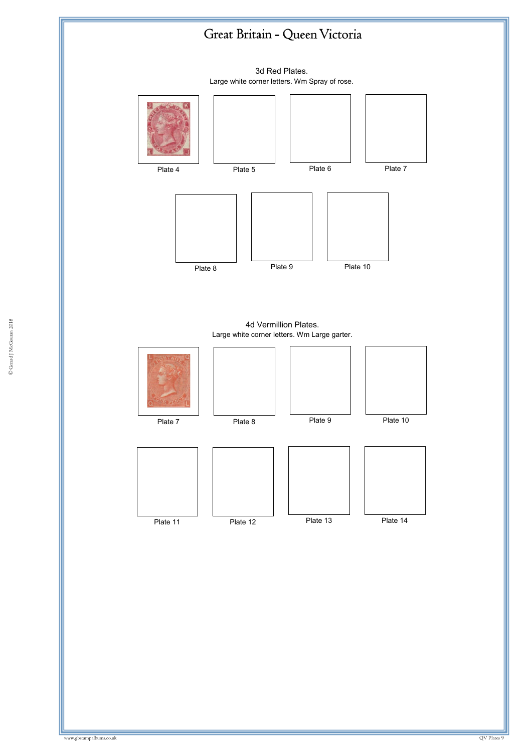# Great Britain - Queen Victoria

## 3d Red Plates.

Large white corner letters. Wm Spray of rose.

Plate 4

Plate 5

Plate 6

Plate 7

Plate 8

Plate 9

Plate 10

## 4d Vermillion Plates.

Large white corner letters. Wm Large garter.

Plate 7

Plate 8

Plate 9

Plate 10

Plate 11

Plate 12

Plate 13

Plate 14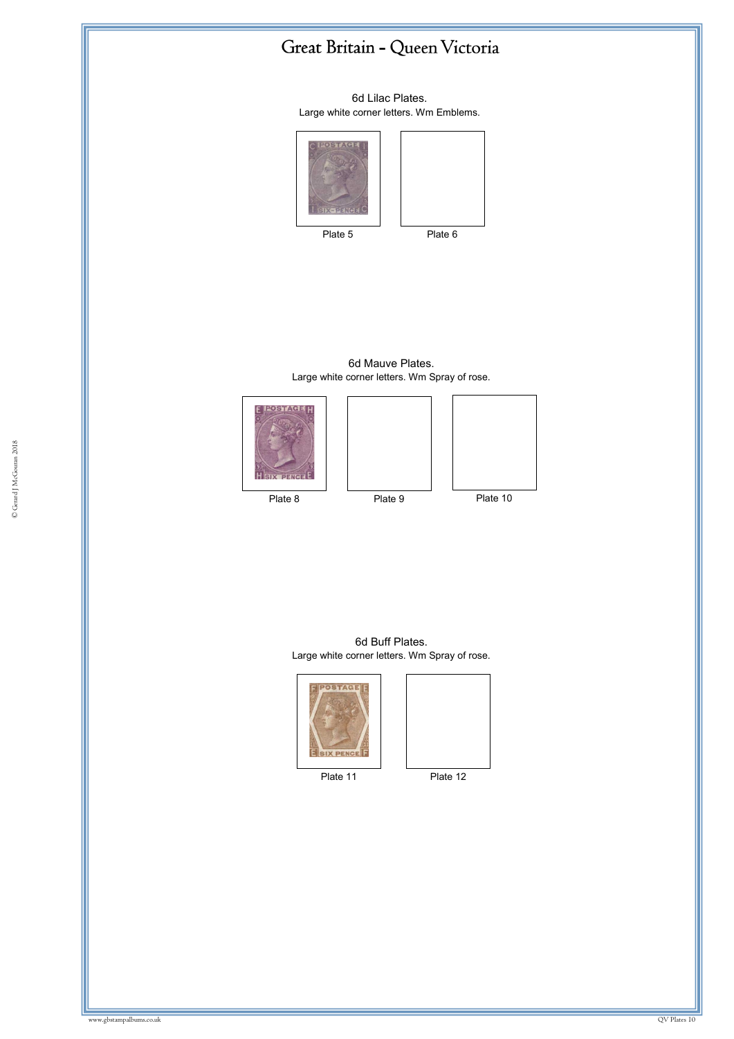# Great Britain - Queen Victoria

6d Lilac Plates.
Large white corner letters. Wm Emblems.

Plate 5

Plate 6

6d Mauve Plates.
Large white corner letters. Wm Spray of rose.

Plate 8

Plate 9

Plate 10

6d Buff Plates.
Large white corner letters. Wm Spray of rose.

Plate 11

Plate 12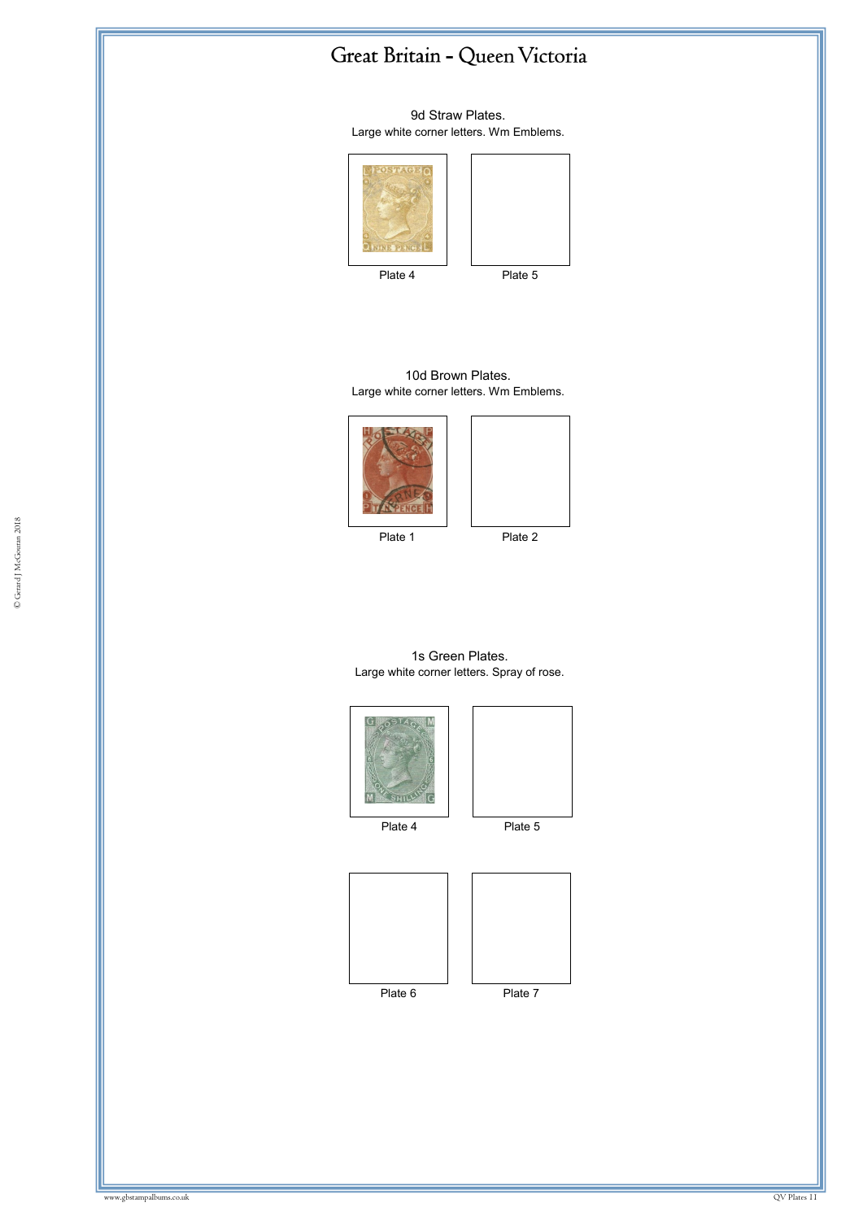# Great Britain - Queen Victoria

9d Straw Plates.
Large white corner letters. Wm Emblems.

Plate 4

Plate 5

10d Brown Plates.
Large white corner letters. Wm Emblems.

Plate 1

Plate 2

1s Green Plates.
Large white corner letters. Spray of rose.

Plate 4

Plate 5

Plate 6

Plate 7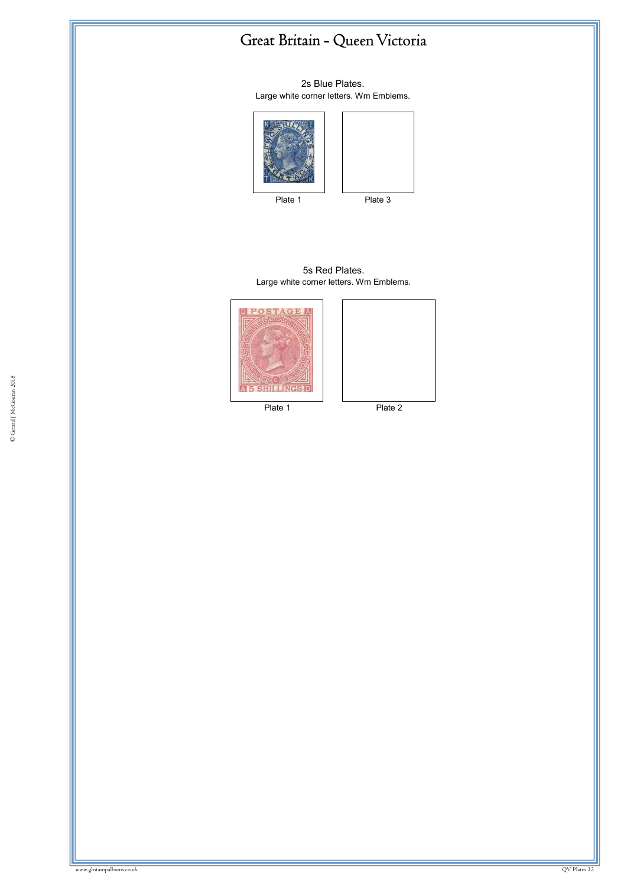# Great Britain - Queen Victoria

2s Blue Plates.

Large white corner letters. Wm Emblems.

Plate 1

Plate 3

5s Red Plates.

Large white corner letters. Wm Emblems.

Plate 1

Plate 2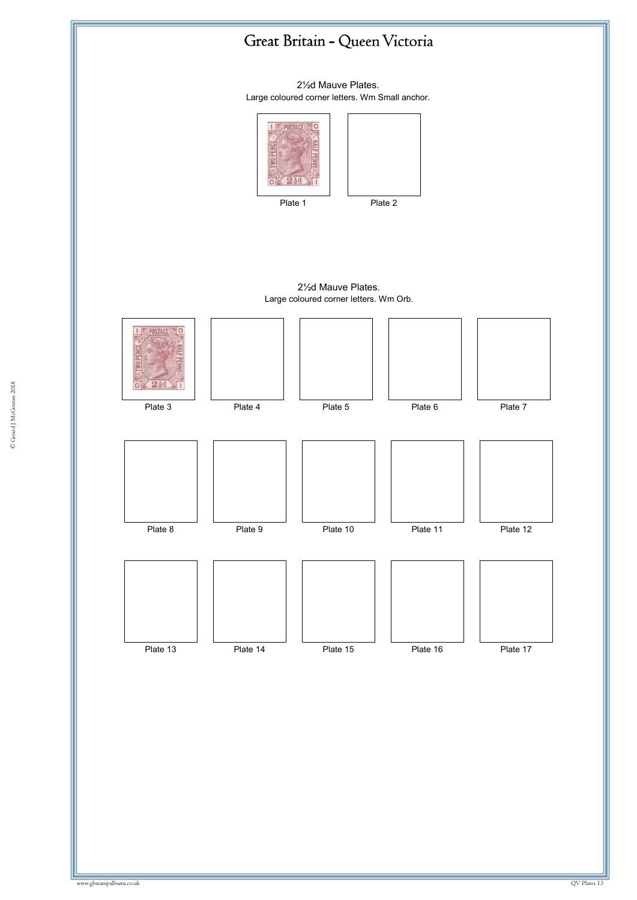# Great Britain - Queen Victoria

2½d Mauve Plates.
Large coloured corner letters. Wm Small anchor.

Plate 1

Plate 2

2½d Mauve Plates.
Large coloured corner letters. Wm Orb.

Plate 3

Plate 4

Plate 5

Plate 6

Plate 7

Plate 8

Plate 9

Plate 10

Plate 11

Plate 12

Plate 13

Plate 14

Plate 15

Plate 16

Plate 17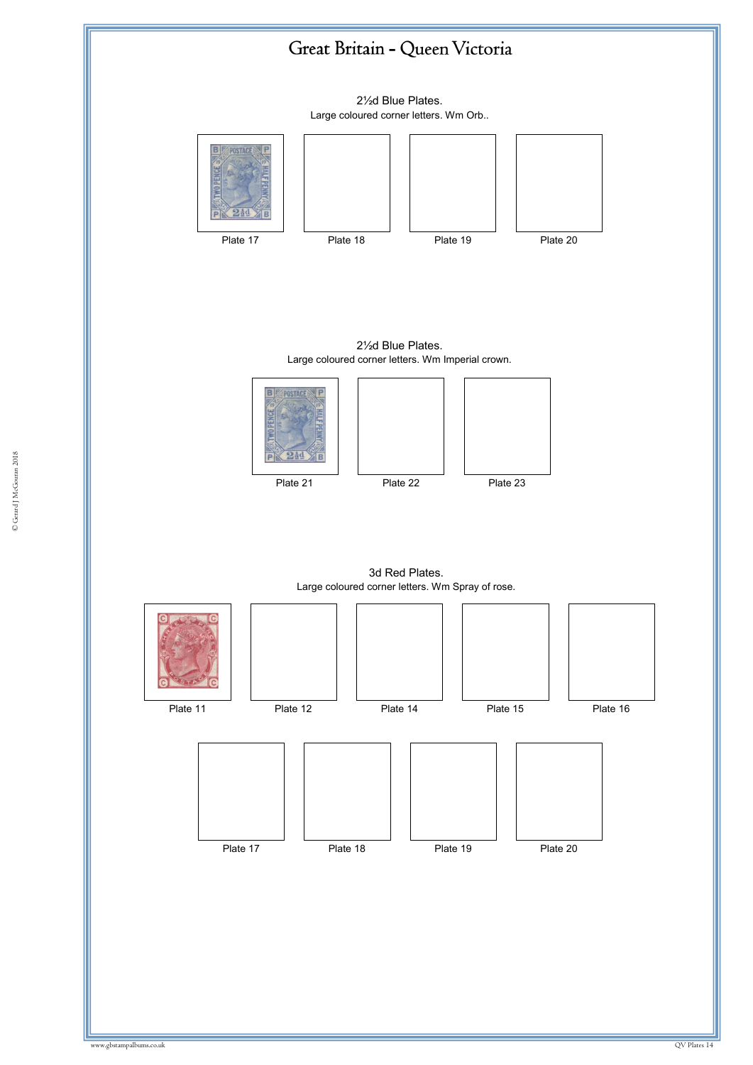# Great Britain - Queen Victoria

## 2½d Blue Plates.

Large coloured corner letters. Wm Orb..

Plate 17

Plate 18

Plate 19

Plate 20

## 2½d Blue Plates.

Large coloured corner letters. Wm Imperial crown.

Plate 21

Plate 22

Plate 23

## 3d Red Plates.

Large coloured corner letters. Wm Spray of rose.

Plate 11

Plate 12

Plate 14

Plate 15

Plate 16

Plate 17

Plate 18

Plate 19

Plate 20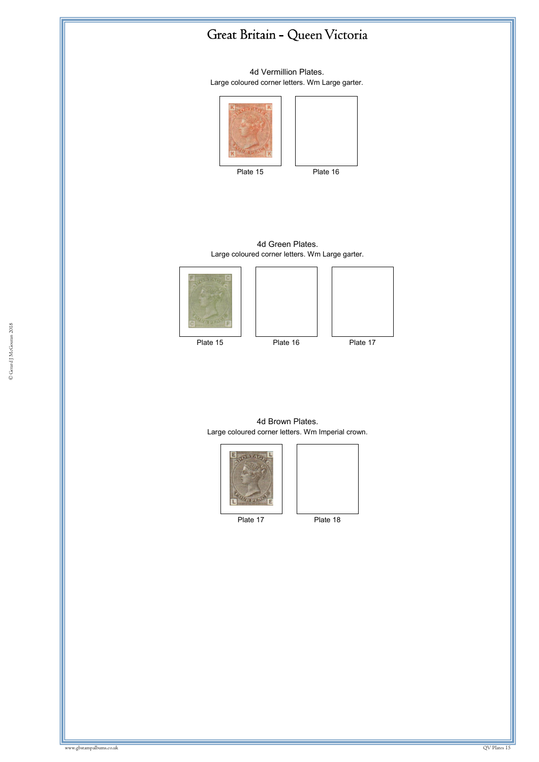# Great Britain - Queen Victoria

4d Vermillion Plates.

Large coloured corner letters. Wm Large garter.

Plate 15

Plate 16

4d Green Plates.

Large coloured corner letters. Wm Large garter.

Plate 15

Plate 16

Plate 17

4d Brown Plates.

Large coloured corner letters. Wm Imperial crown.

Plate 17

Plate 18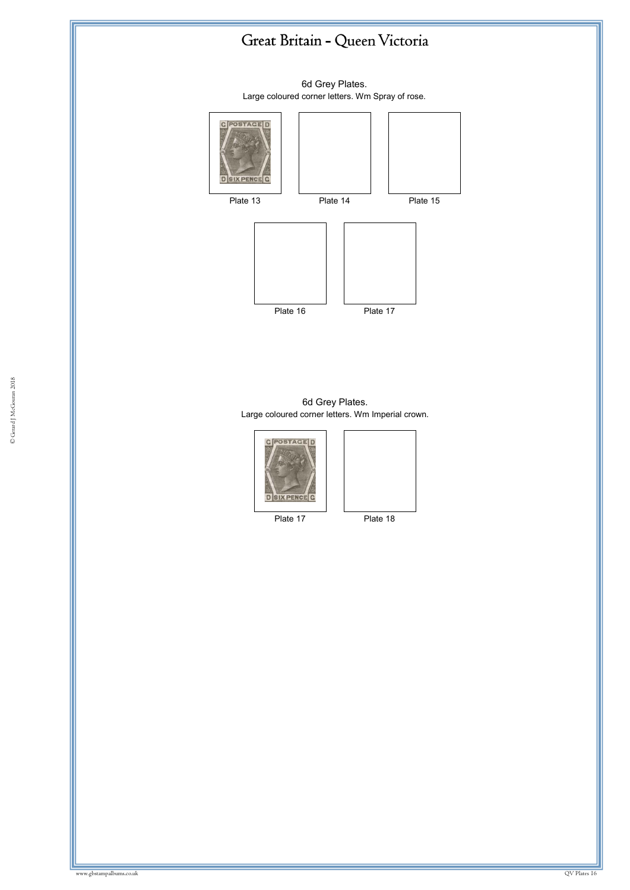# Great Britain - Queen Victoria

6d Grey Plates.

Large coloured corner letters. Wm Spray of rose.

Plate 13

Plate 14

Plate 15

Plate 16

Plate 17

6d Grey Plates.

Large coloured corner letters. Wm Imperial crown.

Plate 17

Plate 18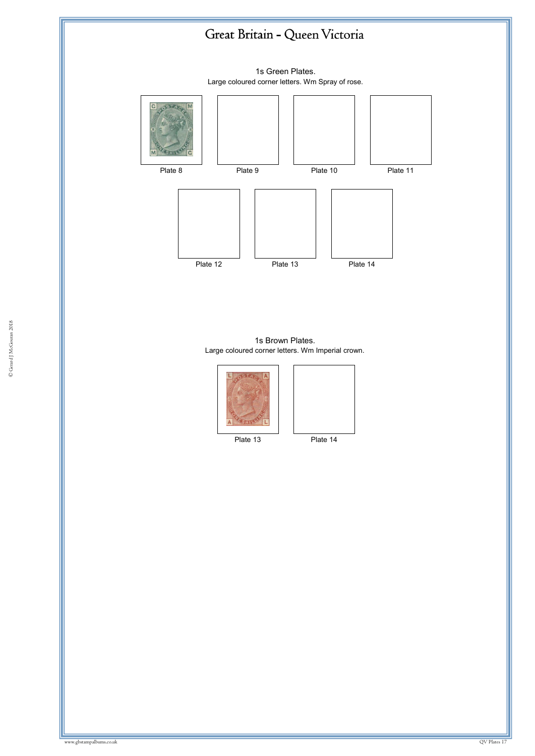# Great Britain - Queen Victoria

1s Green Plates.
Large coloured corner letters. Wm Spray of rose.

Plate 8

Plate 9

Plate 10

Plate 11

Plate 12

Plate 13

Plate 14

1s Brown Plates.
Large coloured corner letters. Wm Imperial crown.

Plate 13

Plate 14